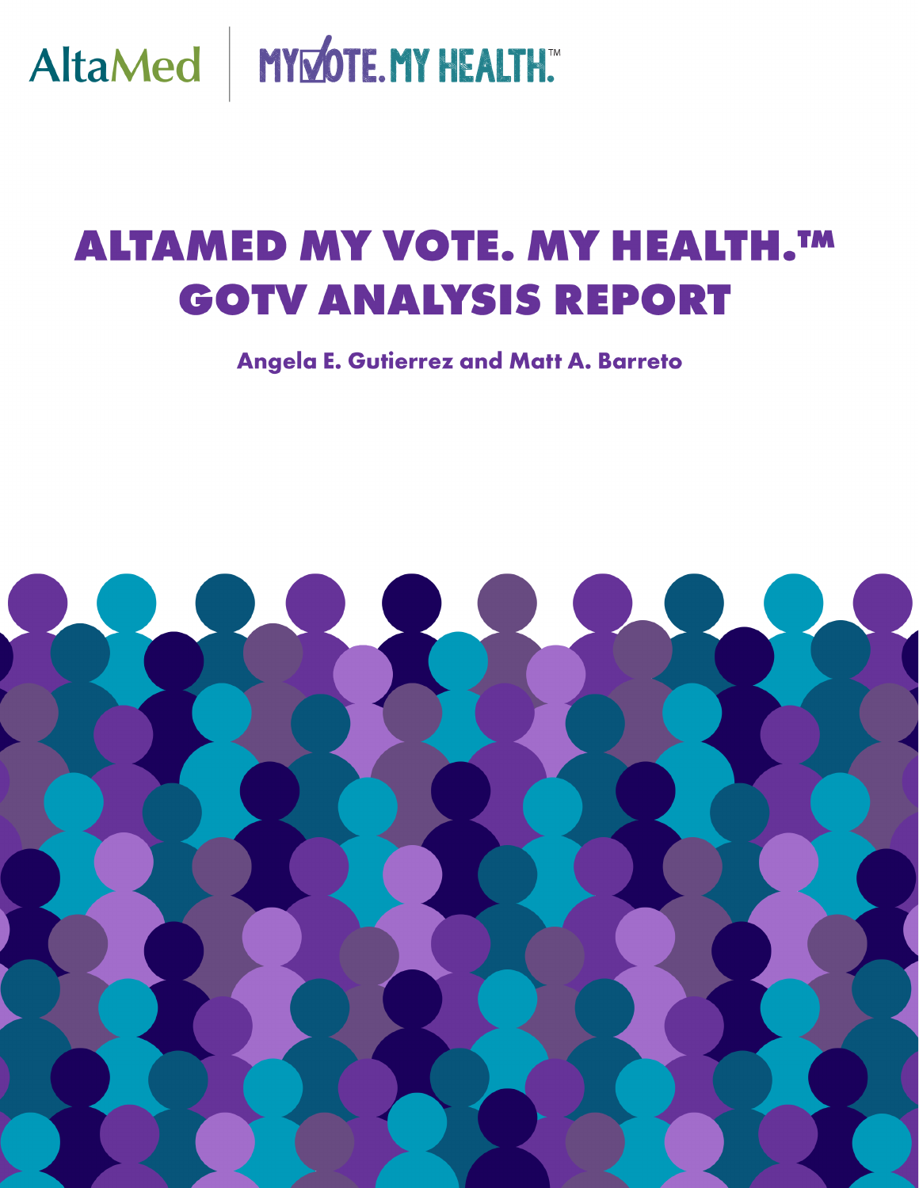AltaMed | MY VOTE. MY HEALTH.™

# ALTAMED MY VOTE. MY HEALTH.™ GOTV ANALYSIS REPORT

**Angela E. Gutierrez and Matt A. Barreto**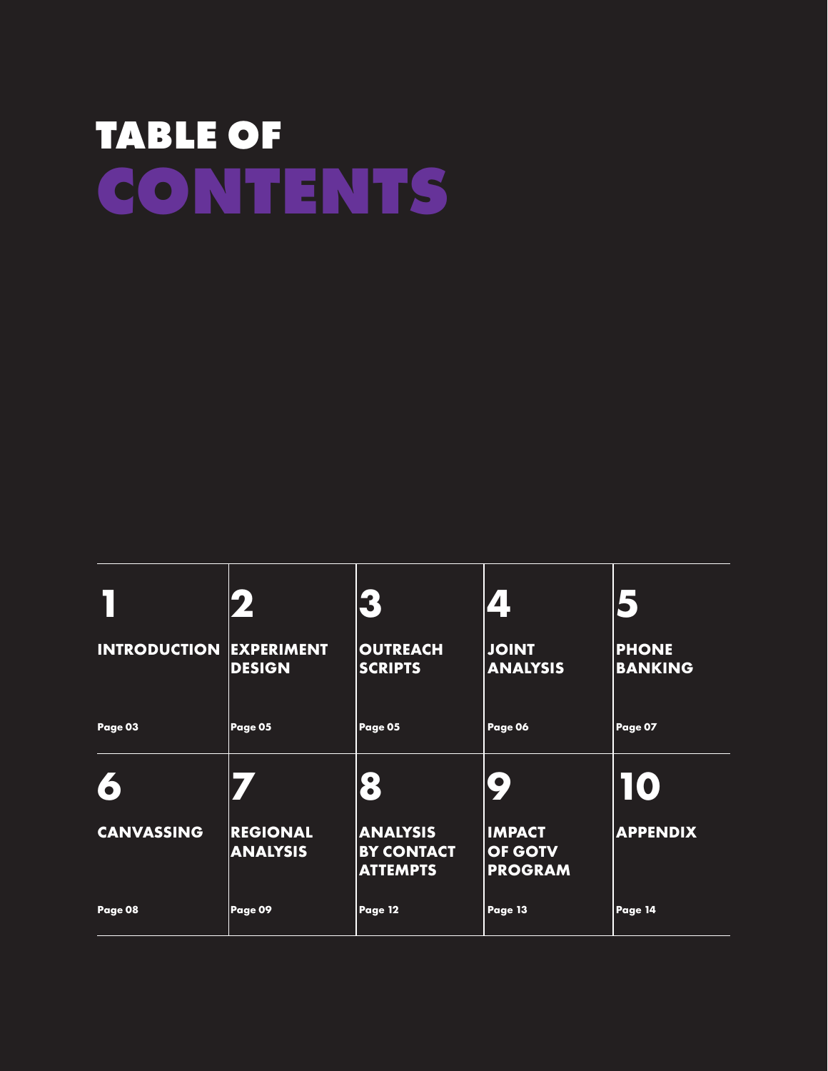# TABLE OF CONTENTS

| | | | | |
|---|---|---|---|---|
| **1** | **2** | **3** | **4** | **5** |
| **INTRODUCTION** | **EXPERIMENT DESIGN** | **OUTREACH SCRIPTS** | **JOINT ANALYSIS** | **PHONE BANKING** |
| Page 03 | Page 05 | Page 05 | Page 06 | Page 07 |
| **6** | **7** | **8** | **9** | **10** |
| **CANVASSING** | **REGIONAL ANALYSIS** | **ANALYSIS BY CONTACT ATTEMPTS** | **IMPACT OF GOTV PROGRAM** | **APPENDIX** |
| Page 08 | Page 09 | Page 12 | Page 13 | Page 14 |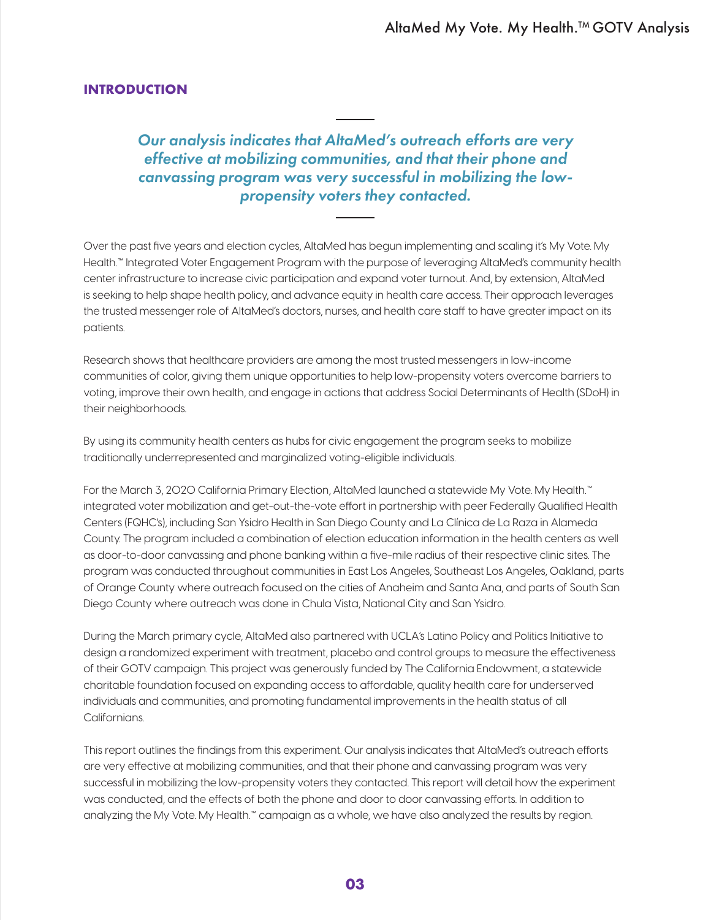## INTRODUCTION

*Our analysis indicates that AltaMed's outreach efforts are very effective at mobilizing communities, and that their phone and canvassing program was very successful in mobilizing the low-propensity voters they contacted.*

Over the past five years and election cycles, AltaMed has begun implementing and scaling it's My Vote. My Health.™ Integrated Voter Engagement Program with the purpose of leveraging AltaMed's community health center infrastructure to increase civic participation and expand voter turnout. And, by extension, AltaMed is seeking to help shape health policy, and advance equity in health care access. Their approach leverages the trusted messenger role of AltaMed's doctors, nurses, and health care staff to have greater impact on its patients.

Research shows that healthcare providers are among the most trusted messengers in low-income communities of color, giving them unique opportunities to help low-propensity voters overcome barriers to voting, improve their own health, and engage in actions that address Social Determinants of Health (SDoH) in their neighborhoods.

By using its community health centers as hubs for civic engagement the program seeks to mobilize traditionally underrepresented and marginalized voting-eligible individuals.

For the March 3, 2020 California Primary Election, AltaMed launched a statewide My Vote. My Health.™ integrated voter mobilization and get-out-the-vote effort in partnership with peer Federally Qualified Health Centers (FQHC's), including San Ysidro Health in San Diego County and La Clínica de La Raza in Alameda County. The program included a combination of election education information in the health centers as well as door-to-door canvassing and phone banking within a five-mile radius of their respective clinic sites. The program was conducted throughout communities in East Los Angeles, Southeast Los Angeles, Oakland, parts of Orange County where outreach focused on the cities of Anaheim and Santa Ana, and parts of South San Diego County where outreach was done in Chula Vista, National City and San Ysidro.

During the March primary cycle, AltaMed also partnered with UCLA's Latino Policy and Politics Initiative to design a randomized experiment with treatment, placebo and control groups to measure the effectiveness of their GOTV campaign. This project was generously funded by The California Endowment, a statewide charitable foundation focused on expanding access to affordable, quality health care for underserved individuals and communities, and promoting fundamental improvements in the health status of all Californians.

This report outlines the findings from this experiment. Our analysis indicates that AltaMed's outreach efforts are very effective at mobilizing communities, and that their phone and canvassing program was very successful in mobilizing the low-propensity voters they contacted. This report will detail how the experiment was conducted, and the effects of both the phone and door to door canvassing efforts. In addition to analyzing the My Vote. My Health.™ campaign as a whole, we have also analyzed the results by region.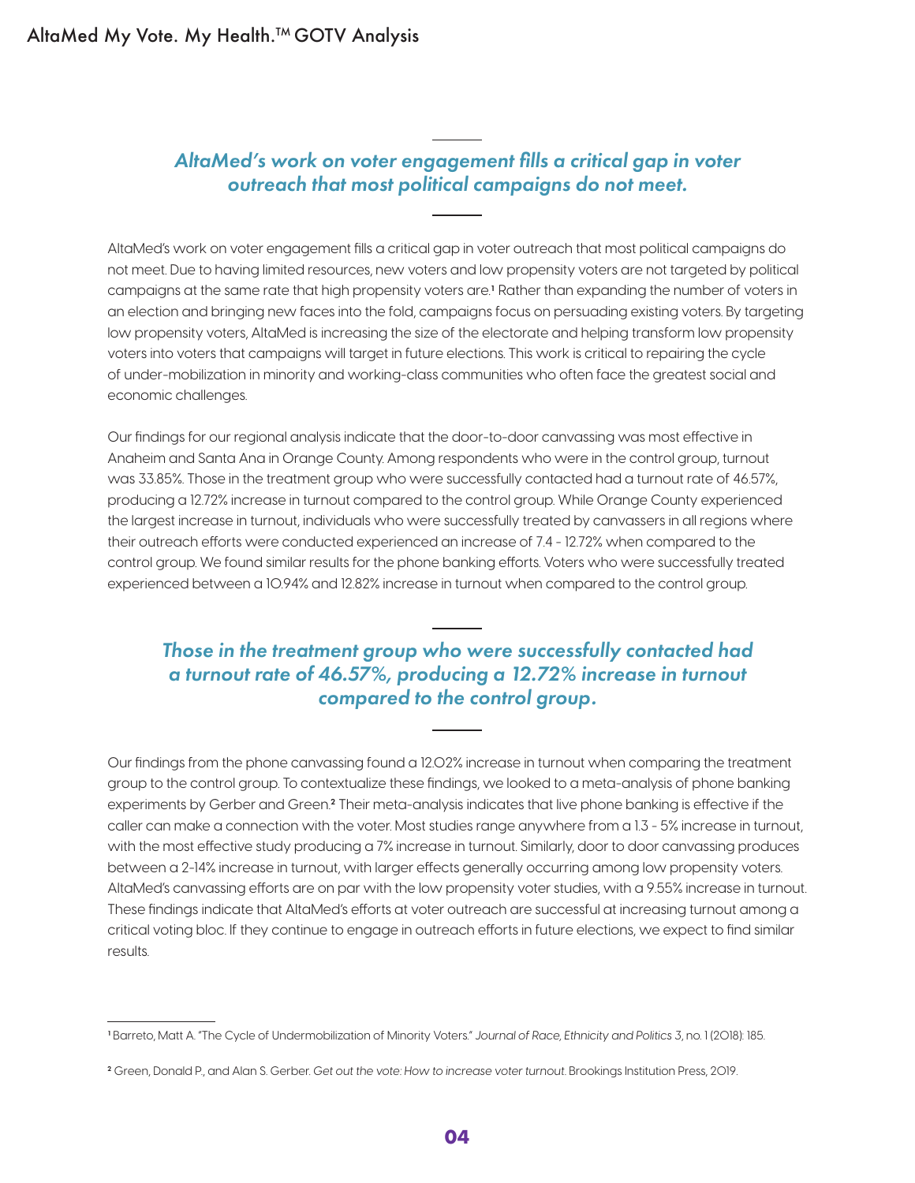*AltaMed's work on voter engagement fills a critical gap in voter outreach that most political campaigns do not meet.*

AltaMed's work on voter engagement fills a critical gap in voter outreach that most political campaigns do not meet. Due to having limited resources, new voters and low propensity voters are not targeted by political campaigns at the same rate that high propensity voters are.[1] Rather than expanding the number of voters in an election and bringing new faces into the fold, campaigns focus on persuading existing voters. By targeting low propensity voters, AltaMed is increasing the size of the electorate and helping transform low propensity voters into voters that campaigns will target in future elections. This work is critical to repairing the cycle of under-mobilization in minority and working-class communities who often face the greatest social and economic challenges.

Our findings for our regional analysis indicate that the door-to-door canvassing was most effective in Anaheim and Santa Ana in Orange County. Among respondents who were in the control group, turnout was 33.85%. Those in the treatment group who were successfully contacted had a turnout rate of 46.57%, producing a 12.72% increase in turnout compared to the control group. While Orange County experienced the largest increase in turnout, individuals who were successfully treated by canvassers in all regions where their outreach efforts were conducted experienced an increase of 7.4 - 12.72% when compared to the control group. We found similar results for the phone banking efforts. Voters who were successfully treated experienced between a 10.94% and 12.82% increase in turnout when compared to the control group.

*Those in the treatment group who were successfully contacted had a turnout rate of 46.57%, producing a 12.72% increase in turnout compared to the control group.*

Our findings from the phone canvassing found a 12.02% increase in turnout when comparing the treatment group to the control group. To contextualize these findings, we looked to a meta-analysis of phone banking experiments by Gerber and Green.[2] Their meta-analysis indicates that live phone banking is effective if the caller can make a connection with the voter. Most studies range anywhere from a 1.3 - 5% increase in turnout, with the most effective study producing a 7% increase in turnout. Similarly, door to door canvassing produces between a 2-14% increase in turnout, with larger effects generally occurring among low propensity voters. AltaMed's canvassing efforts are on par with the low propensity voter studies, with a 9.55% increase in turnout. These findings indicate that AltaMed's efforts at voter outreach are successful at increasing turnout among a critical voting bloc. If they continue to engage in outreach efforts in future elections, we expect to find similar results.

---

[1] Barreto, Matt A. "The Cycle of Undermobilization of Minority Voters." *Journal of Race, Ethnicity and Politics* 3, no. 1 (2018): 185.

[2] Green, Donald P., and Alan S. Gerber. *Get out the vote: How to increase voter turnout.* Brookings Institution Press, 2019.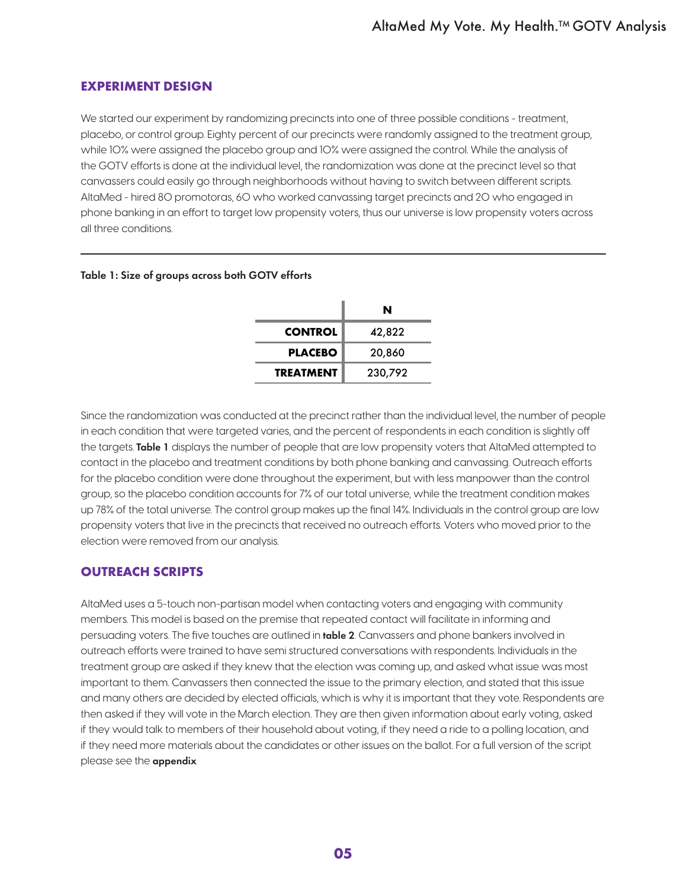## EXPERIMENT DESIGN

We started our experiment by randomizing precincts into one of three possible conditions - treatment, placebo, or control group. Eighty percent of our precincts were randomly assigned to the treatment group, while 10% were assigned the placebo group and 10% were assigned the control. While the analysis of the GOTV efforts is done at the individual level, the randomization was done at the precinct level so that canvassers could easily go through neighborhoods without having to switch between different scripts. AltaMed - hired 80 promotoras, 60 who worked canvassing target precincts and 20 who engaged in phone banking in an effort to target low propensity voters, thus our universe is low propensity voters across all three conditions.

**Table 1: Size of groups across both GOTV efforts**

| | N |
|---|---|
| **CONTROL** | 42,822 |
| **PLACEBO** | 20,860 |
| **TREATMENT** | 230,792 |

Since the randomization was conducted at the precinct rather than the individual level, the number of people in each condition that were targeted varies, and the percent of respondents in each condition is slightly off the targets. **Table 1** displays the number of people that are low propensity voters that AltaMed attempted to contact in the placebo and treatment conditions by both phone banking and canvassing. Outreach efforts for the placebo condition were done throughout the experiment, but with less manpower than the control group, so the placebo condition accounts for 7% of our total universe, while the treatment condition makes up 78% of the total universe. The control group makes up the final 14%. Individuals in the control group are low propensity voters that live in the precincts that received no outreach efforts. Voters who moved prior to the election were removed from our analysis.

## OUTREACH SCRIPTS

AltaMed uses a 5-touch non-partisan model when contacting voters and engaging with community members. This model is based on the premise that repeated contact will facilitate in informing and persuading voters. The five touches are outlined in **table 2**. Canvassers and phone bankers involved in outreach efforts were trained to have semi structured conversations with respondents. Individuals in the treatment group are asked if they knew that the election was coming up, and asked what issue was most important to them. Canvassers then connected the issue to the primary election, and stated that this issue and many others are decided by elected officials, which is why it is important that they vote. Respondents are then asked if they will vote in the March election. They are then given information about early voting, asked if they would talk to members of their household about voting, if they need a ride to a polling location, and if they need more materials about the candidates or other issues on the ballot. For a full version of the script please see the **appendix**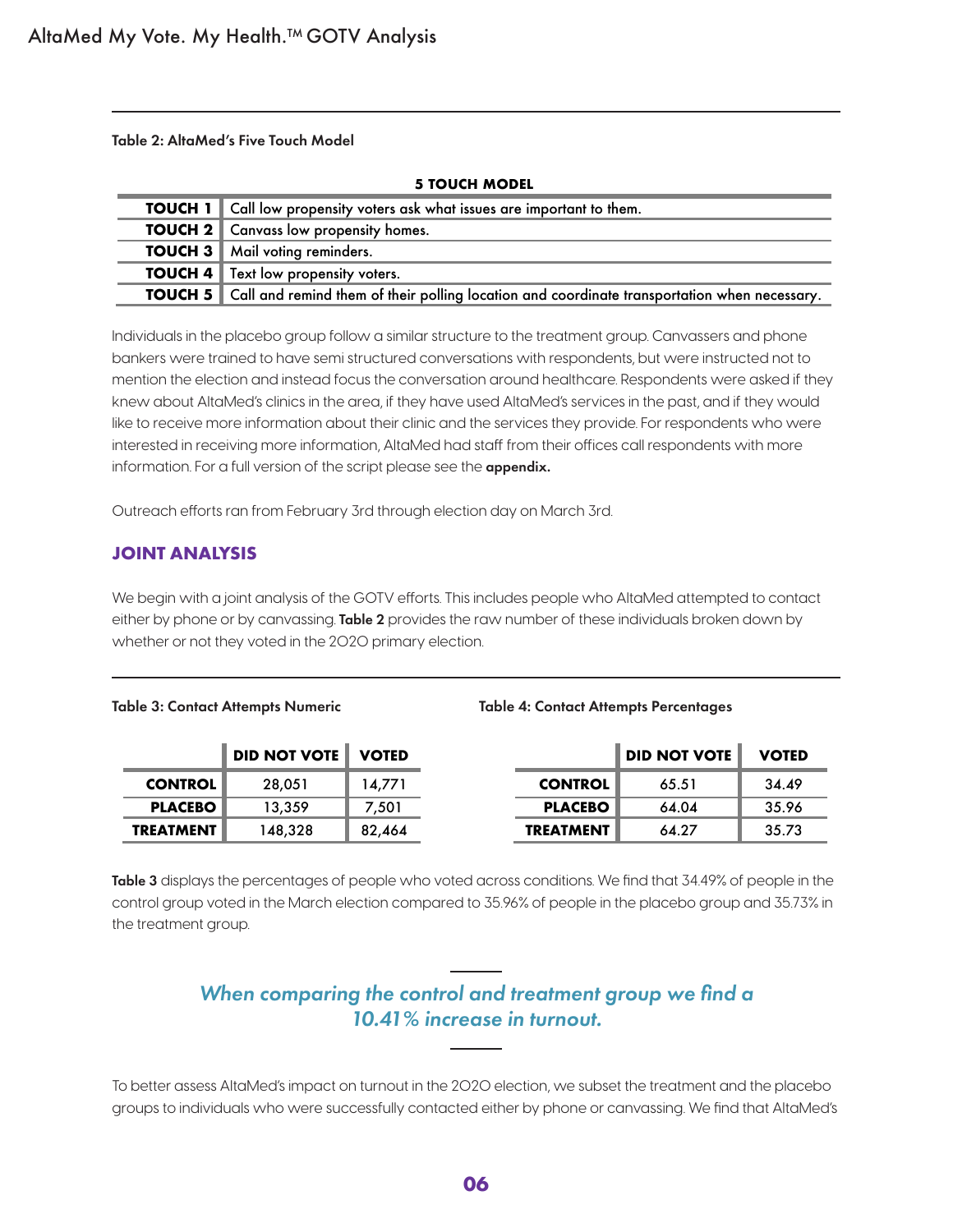Table 2: AltaMed's Five Touch Model

| 5 TOUCH MODEL | |
|---|---|
| **TOUCH 1** | Call low propensity voters ask what issues are important to them. |
| **TOUCH 2** | Canvass low propensity homes. |
| **TOUCH 3** | Mail voting reminders. |
| **TOUCH 4** | Text low propensity voters. |
| **TOUCH 5** | Call and remind them of their polling location and coordinate transportation when necessary. |

Individuals in the placebo group follow a similar structure to the treatment group. Canvassers and phone bankers were trained to have semi structured conversations with respondents, but were instructed not to mention the election and instead focus the conversation around healthcare. Respondents were asked if they knew about AltaMed's clinics in the area, if they have used AltaMed's services in the past, and if they would like to receive more information about their clinic and the services they provide. For respondents who were interested in receiving more information, AltaMed had staff from their offices call respondents with more information. For a full version of the script please see the **appendix.**

Outreach efforts ran from February 3rd through election day on March 3rd.

## JOINT ANALYSIS

We begin with a joint analysis of the GOTV efforts. This includes people who AltaMed attempted to contact either by phone or by canvassing. **Table 2** provides the raw number of these individuals broken down by whether or not they voted in the 2020 primary election.

Table 3: Contact Attempts Numeric

| | DID NOT VOTE | VOTED |
|---|---|---|
| **CONTROL** | 28,051 | 14,771 |
| **PLACEBO** | 13,359 | 7,501 |
| **TREATMENT** | 148,328 | 82,464 |

Table 4: Contact Attempts Percentages

| | DID NOT VOTE | VOTED |
|---|---|---|
| **CONTROL** | 65.51 | 34.49 |
| **PLACEBO** | 64.04 | 35.96 |
| **TREATMENT** | 64.27 | 35.73 |

**Table 3** displays the percentages of people who voted across conditions. We find that 34.49% of people in the control group voted in the March election compared to 35.96% of people in the placebo group and 35.73% in the treatment group.

*When comparing the control and treatment group we find a 10.41% increase in turnout.*

To better assess AltaMed's impact on turnout in the 2020 election, we subset the treatment and the placebo groups to individuals who were successfully contacted either by phone or canvassing. We find that AltaMed's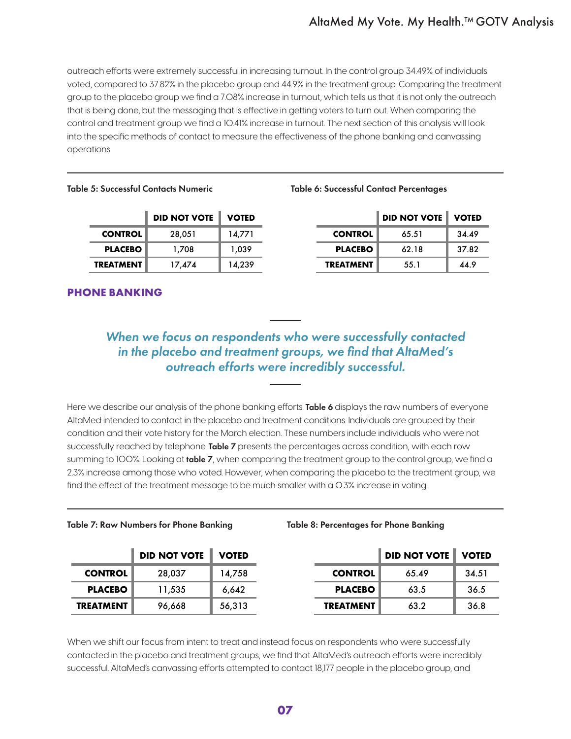outreach efforts were extremely successful in increasing turnout. In the control group 34.49% of individuals voted, compared to 37.82% in the placebo group and 44.9% in the treatment group. Comparing the treatment group to the placebo group we find a 7.08% increase in turnout, which tells us that it is not only the outreach that is being done, but the messaging that is effective in getting voters to turn out. When comparing the control and treatment group we find a 10.41% increase in turnout. The next section of this analysis will look into the specific methods of contact to measure the effectiveness of the phone banking and canvassing operations

**Table 5: Successful Contacts Numeric**

| | DID NOT VOTE | VOTED |
|---|---|---|
| **CONTROL** | 28,051 | 14,771 |
| **PLACEBO** | 1,708 | 1,039 |
| **TREATMENT** | 17,474 | 14,239 |

**Table 6: Successful Contact Percentages**

| | DID NOT VOTE | VOTED |
|---|---|---|
| **CONTROL** | 65.51 | 34.49 |
| **PLACEBO** | 62.18 | 37.82 |
| **TREATMENT** | 55.1 | 44.9 |

## PHONE BANKING

*When we focus on respondents who were successfully contacted in the placebo and treatment groups, we find that AltaMed's outreach efforts were incredibly successful.*

Here we describe our analysis of the phone banking efforts. **Table 6** displays the raw numbers of everyone AltaMed intended to contact in the placebo and treatment conditions. Individuals are grouped by their condition and their vote history for the March election. These numbers include individuals who were not successfully reached by telephone. **Table 7** presents the percentages across condition, with each row summing to 100%. Looking at **table 7**, when comparing the treatment group to the control group, we find a 2.3% increase among those who voted. However, when comparing the placebo to the treatment group, we find the effect of the treatment message to be much smaller with a 0.3% increase in voting.

**Table 7: Raw Numbers for Phone Banking**

| | DID NOT VOTE | VOTED |
|---|---|---|
| **CONTROL** | 28,037 | 14,758 |
| **PLACEBO** | 11,535 | 6,642 |
| **TREATMENT** | 96,668 | 56,313 |

**Table 8: Percentages for Phone Banking**

| | DID NOT VOTE | VOTED |
|---|---|---|
| **CONTROL** | 65.49 | 34.51 |
| **PLACEBO** | 63.5 | 36.5 |
| **TREATMENT** | 63.2 | 36.8 |

When we shift our focus from intent to treat and instead focus on respondents who were successfully contacted in the placebo and treatment groups, we find that AltaMed's outreach efforts were incredibly successful. AltaMed's canvassing efforts attempted to contact 18,177 people in the placebo group, and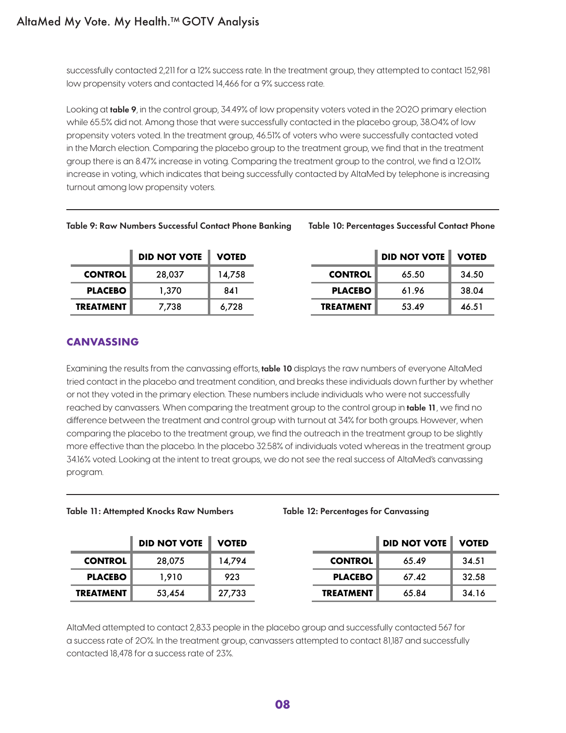successfully contacted 2,211 for a 12% success rate. In the treatment group, they attempted to contact 152,981 low propensity voters and contacted 14,466 for a 9% success rate.

Looking at **table 9**, in the control group, 34.49% of low propensity voters voted in the 2020 primary election while 65.5% did not. Among those that were successfully contacted in the placebo group, 38.04% of low propensity voters voted. In the treatment group, 46.51% of voters who were successfully contacted voted in the March election. Comparing the placebo group to the treatment group, we find that in the treatment group there is an 8.47% increase in voting. Comparing the treatment group to the control, we find a 12.01% increase in voting, which indicates that being successfully contacted by AltaMed by telephone is increasing turnout among low propensity voters.

**Table 9: Raw Numbers Successful Contact Phone Banking**

| | DID NOT VOTE | VOTED |
|---|---|---|
| **CONTROL** | 28,037 | 14,758 |
| **PLACEBO** | 1,370 | 841 |
| **TREATMENT** | 7,738 | 6,728 |

**Table 10: Percentages Successful Contact Phone**

| | DID NOT VOTE | VOTED |
|---|---|---|
| **CONTROL** | 65.50 | 34.50 |
| **PLACEBO** | 61.96 | 38.04 |
| **TREATMENT** | 53.49 | 46.51 |

## CANVASSING

Examining the results from the canvassing efforts, **table 10** displays the raw numbers of everyone AltaMed tried contact in the placebo and treatment condition, and breaks these individuals down further by whether or not they voted in the primary election. These numbers include individuals who were not successfully reached by canvassers. When comparing the treatment group to the control group in **table 11**, we find no difference between the treatment and control group with turnout at 34% for both groups. However, when comparing the placebo to the treatment group, we find the outreach in the treatment group to be slightly more effective than the placebo. In the placebo 32.58% of individuals voted whereas in the treatment group 34.16% voted. Looking at the intent to treat groups, we do not see the real success of AltaMed's canvassing program.

**Table 11: Attempted Knocks Raw Numbers**

| | DID NOT VOTE | VOTED |
|---|---|---|
| **CONTROL** | 28,075 | 14,794 |
| **PLACEBO** | 1,910 | 923 |
| **TREATMENT** | 53,454 | 27,733 |

**Table 12: Percentages for Canvassing**

| | DID NOT VOTE | VOTED |
|---|---|---|
| **CONTROL** | 65.49 | 34.51 |
| **PLACEBO** | 67.42 | 32.58 |
| **TREATMENT** | 65.84 | 34.16 |

AltaMed attempted to contact 2,833 people in the placebo group and successfully contacted 567 for a success rate of 20%. In the treatment group, canvassers attempted to contact 81,187 and successfully contacted 18,478 for a success rate of 23%.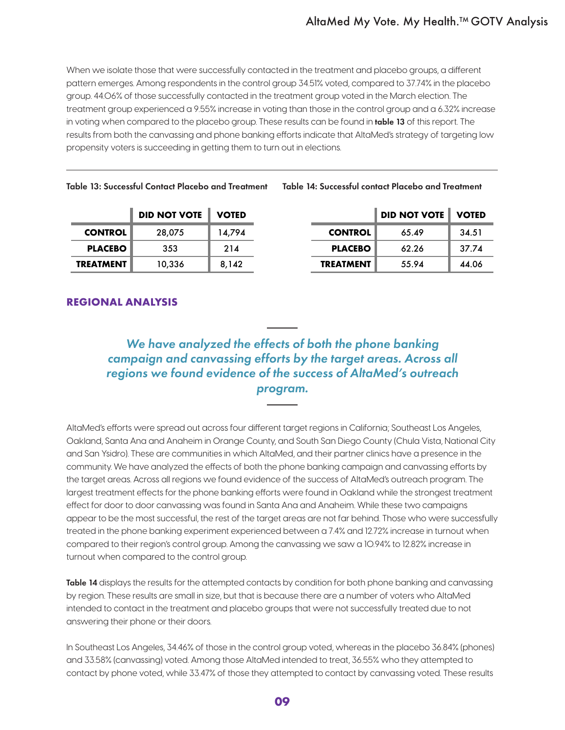When we isolate those that were successfully contacted in the treatment and placebo groups, a different pattern emerges. Among respondents in the control group 34.51% voted, compared to 37.74% in the placebo group. 44.06% of those successfully contacted in the treatment group voted in the March election. The treatment group experienced a 9.55% increase in voting than those in the control group and a 6.32% increase in voting when compared to the placebo group. These results can be found in **table 13** of this report. The results from both the canvassing and phone banking efforts indicate that AltaMed's strategy of targeting low propensity voters is succeeding in getting them to turn out in elections.

**Table 13: Successful Contact Placebo and Treatment**

| | DID NOT VOTE | VOTED |
|---|---|---|
| **CONTROL** | 28,075 | 14,794 |
| **PLACEBO** | 353 | 214 |
| **TREATMENT** | 10,336 | 8,142 |

**Table 14: Successful contact Placebo and Treatment**

| | DID NOT VOTE | VOTED |
|---|---|---|
| **CONTROL** | 65.49 | 34.51 |
| **PLACEBO** | 62.26 | 37.74 |
| **TREATMENT** | 55.94 | 44.06 |

## REGIONAL ANALYSIS

*We have analyzed the effects of both the phone banking campaign and canvassing efforts by the target areas. Across all regions we found evidence of the success of AltaMed's outreach program.*

AltaMed's efforts were spread out across four different target regions in California; Southeast Los Angeles, Oakland, Santa Ana and Anaheim in Orange County, and South San Diego County (Chula Vista, National City and San Ysidro). These are communities in which AltaMed, and their partner clinics have a presence in the community. We have analyzed the effects of both the phone banking campaign and canvassing efforts by the target areas. Across all regions we found evidence of the success of AltaMed's outreach program. The largest treatment effects for the phone banking efforts were found in Oakland while the strongest treatment effect for door to door canvassing was found in Santa Ana and Anaheim. While these two campaigns appear to be the most successful, the rest of the target areas are not far behind. Those who were successfully treated in the phone banking experiment experienced between a 7.4% and 12.72% increase in turnout when compared to their region's control group. Among the canvassing we saw a 10.94% to 12.82% increase in turnout when compared to the control group.

**Table 14** displays the results for the attempted contacts by condition for both phone banking and canvassing by region. These results are small in size, but that is because there are a number of voters who AltaMed intended to contact in the treatment and placebo groups that were not successfully treated due to not answering their phone or their doors.

In Southeast Los Angeles, 34.46% of those in the control group voted, whereas in the placebo 36.84% (phones) and 33.58% (canvassing) voted. Among those AltaMed intended to treat, 36.55% who they attempted to contact by phone voted, while 33.47% of those they attempted to contact by canvassing voted. These results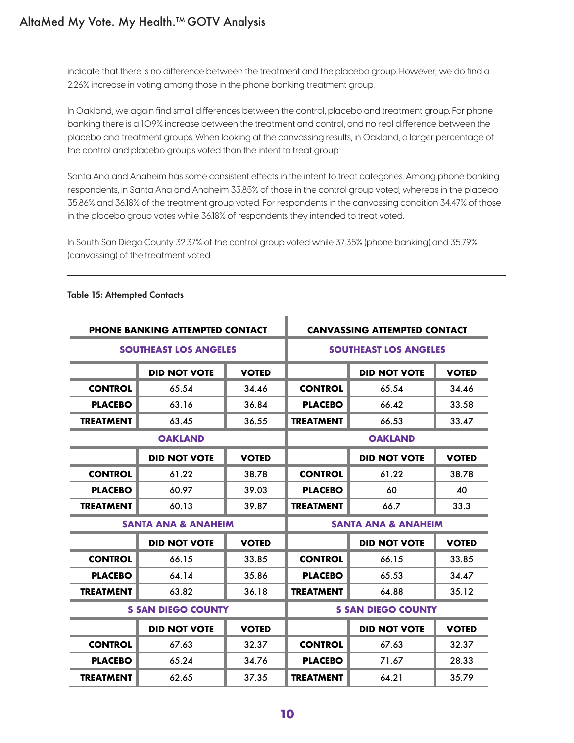indicate that there is no difference between the treatment and the placebo group. However, we do find a 2.26% increase in voting among those in the phone banking treatment group.

In Oakland, we again find small differences between the control, placebo and treatment group. For phone banking there is a 1.09% increase between the treatment and control, and no real difference between the placebo and treatment groups. When looking at the canvassing results, in Oakland, a larger percentage of the control and placebo groups voted than the intent to treat group.

Santa Ana and Anaheim has some consistent effects in the intent to treat categories. Among phone banking respondents, in Santa Ana and Anaheim 33.85% of those in the control group voted, whereas in the placebo 35.86% and 36.18% of the treatment group voted. For respondents in the canvassing condition 34.47% of those in the placebo group votes while 36.18% of respondents they intended to treat voted.

In South San Diego County 32.37% of the control group voted while 37.35% (phone banking) and 35.79% (canvassing) of the treatment voted.

**Table 15: Attempted Contacts**

| PHONE BANKING ATTEMPTED CONTACT | | | CANVASSING ATTEMPTED CONTACT | | |
|---|---|---|---|---|---|
| **SOUTHEAST LOS ANGELES** | | | **SOUTHEAST LOS ANGELES** | | |
| | **DID NOT VOTE** | **VOTED** | | **DID NOT VOTE** | **VOTED** |
| **CONTROL** | 65.54 | 34.46 | **CONTROL** | 65.54 | 34.46 |
| **PLACEBO** | 63.16 | 36.84 | **PLACEBO** | 66.42 | 33.58 |
| **TREATMENT** | 63.45 | 36.55 | **TREATMENT** | 66.53 | 33.47 |
| **OAKLAND** | | | **OAKLAND** | | |
| | **DID NOT VOTE** | **VOTED** | | **DID NOT VOTE** | **VOTED** |
| **CONTROL** | 61.22 | 38.78 | **CONTROL** | 61.22 | 38.78 |
| **PLACEBO** | 60.97 | 39.03 | **PLACEBO** | 60 | 40 |
| **TREATMENT** | 60.13 | 39.87 | **TREATMENT** | 66.7 | 33.3 |
| **SANTA ANA & ANAHEIM** | | | **SANTA ANA & ANAHEIM** | | |
| | **DID NOT VOTE** | **VOTED** | | **DID NOT VOTE** | **VOTED** |
| **CONTROL** | 66.15 | 33.85 | **CONTROL** | 66.15 | 33.85 |
| **PLACEBO** | 64.14 | 35.86 | **PLACEBO** | 65.53 | 34.47 |
| **TREATMENT** | 63.82 | 36.18 | **TREATMENT** | 64.88 | 35.12 |
| **S SAN DIEGO COUNTY** | | | **S SAN DIEGO COUNTY** | | |
| | **DID NOT VOTE** | **VOTED** | | **DID NOT VOTE** | **VOTED** |
| **CONTROL** | 67.63 | 32.37 | **CONTROL** | 67.63 | 32.37 |
| **PLACEBO** | 65.24 | 34.76 | **PLACEBO** | 71.67 | 28.33 |
| **TREATMENT** | 62.65 | 37.35 | **TREATMENT** | 64.21 | 35.79 |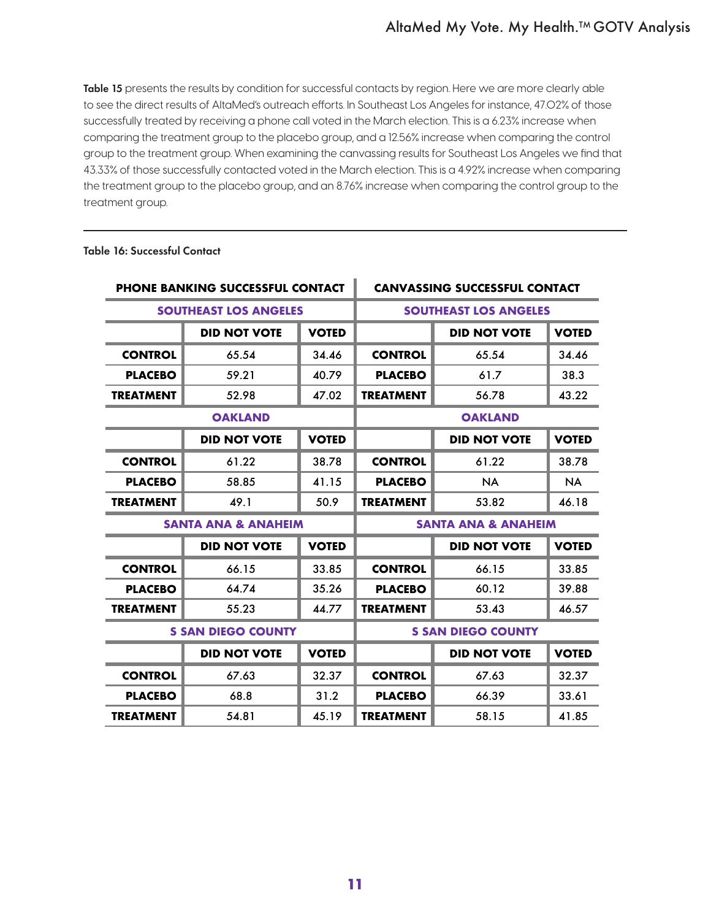**Table 15** presents the results by condition for successful contacts by region. Here we are more clearly able to see the direct results of AltaMed's outreach efforts. In Southeast Los Angeles for instance, 47.02% of those successfully treated by receiving a phone call voted in the March election. This is a 6.23% increase when comparing the treatment group to the placebo group, and a 12.56% increase when comparing the control group to the treatment group. When examining the canvassing results for Southeast Los Angeles we find that 43.33% of those successfully contacted voted in the March election. This is a 4.92% increase when comparing the treatment group to the placebo group, and an 8.76% increase when comparing the control group to the treatment group.

---

**Table 16: Successful Contact**

| PHONE BANKING SUCCESSFUL CONTACT | | | CANVASSING SUCCESSFUL CONTACT | | |
|---|---|---|---|---|---|
| **SOUTHEAST LOS ANGELES** | | | **SOUTHEAST LOS ANGELES** | | |
| | **DID NOT VOTE** | **VOTED** | | **DID NOT VOTE** | **VOTED** |
| **CONTROL** | 65.54 | 34.46 | **CONTROL** | 65.54 | 34.46 |
| **PLACEBO** | 59.21 | 40.79 | **PLACEBO** | 61.7 | 38.3 |
| **TREATMENT** | 52.98 | 47.02 | **TREATMENT** | 56.78 | 43.22 |
| **OAKLAND** | | | **OAKLAND** | | |
| | **DID NOT VOTE** | **VOTED** | | **DID NOT VOTE** | **VOTED** |
| **CONTROL** | 61.22 | 38.78 | **CONTROL** | 61.22 | 38.78 |
| **PLACEBO** | 58.85 | 41.15 | **PLACEBO** | NA | NA |
| **TREATMENT** | 49.1 | 50.9 | **TREATMENT** | 53.82 | 46.18 |
| **SANTA ANA & ANAHEIM** | | | **SANTA ANA & ANAHEIM** | | |
| | **DID NOT VOTE** | **VOTED** | | **DID NOT VOTE** | **VOTED** |
| **CONTROL** | 66.15 | 33.85 | **CONTROL** | 66.15 | 33.85 |
| **PLACEBO** | 64.74 | 35.26 | **PLACEBO** | 60.12 | 39.88 |
| **TREATMENT** | 55.23 | 44.77 | **TREATMENT** | 53.43 | 46.57 |
| **S SAN DIEGO COUNTY** | | | **S SAN DIEGO COUNTY** | | |
| | **DID NOT VOTE** | **VOTED** | | **DID NOT VOTE** | **VOTED** |
| **CONTROL** | 67.63 | 32.37 | **CONTROL** | 67.63 | 32.37 |
| **PLACEBO** | 68.8 | 31.2 | **PLACEBO** | 66.39 | 33.61 |
| **TREATMENT** | 54.81 | 45.19 | **TREATMENT** | 58.15 | 41.85 |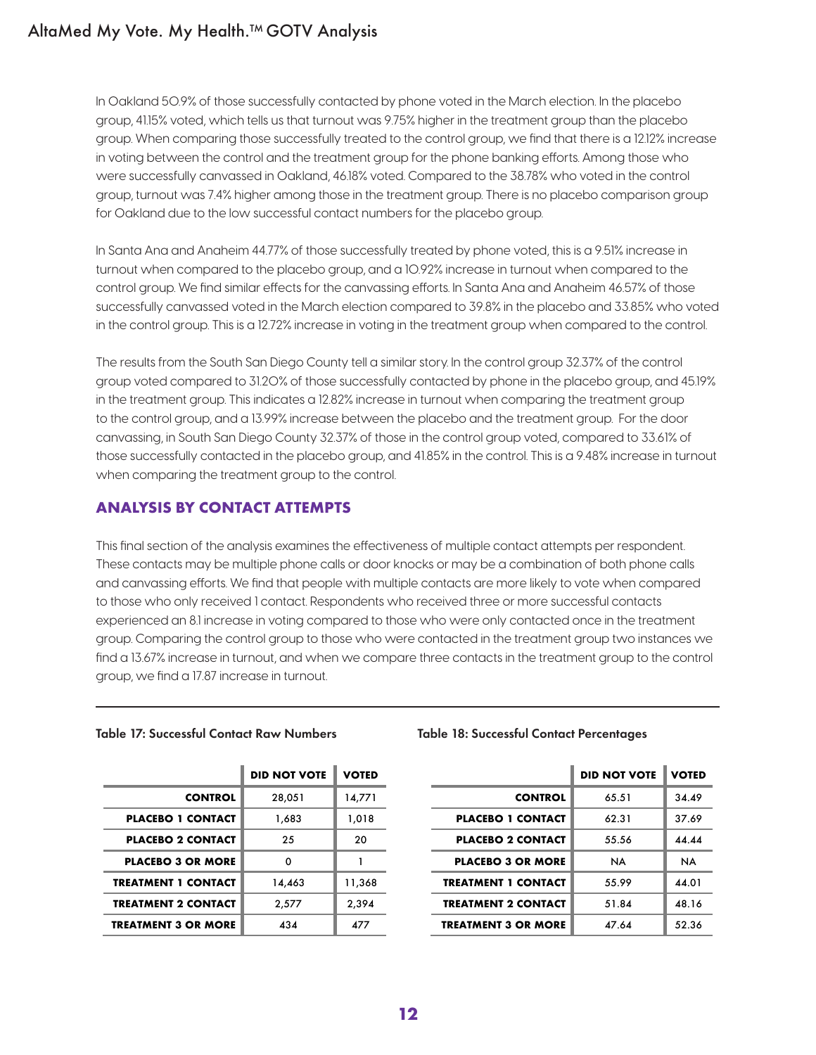In Oakland 50.9% of those successfully contacted by phone voted in the March election. In the placebo group, 41.15% voted, which tells us that turnout was 9.75% higher in the treatment group than the placebo group. When comparing those successfully treated to the control group, we find that there is a 12.12% increase in voting between the control and the treatment group for the phone banking efforts. Among those who were successfully canvassed in Oakland, 46.18% voted. Compared to the 38.78% who voted in the control group, turnout was 7.4% higher among those in the treatment group. There is no placebo comparison group for Oakland due to the low successful contact numbers for the placebo group.

In Santa Ana and Anaheim 44.77% of those successfully treated by phone voted, this is a 9.51% increase in turnout when compared to the placebo group, and a 10.92% increase in turnout when compared to the control group. We find similar effects for the canvassing efforts. In Santa Ana and Anaheim 46.57% of those successfully canvassed voted in the March election compared to 39.8% in the placebo and 33.85% who voted in the control group. This is a 12.72% increase in voting in the treatment group when compared to the control.

The results from the South San Diego County tell a similar story. In the control group 32.37% of the control group voted compared to 31.20% of those successfully contacted by phone in the placebo group, and 45.19% in the treatment group. This indicates a 12.82% increase in turnout when comparing the treatment group to the control group, and a 13.99% increase between the placebo and the treatment group. For the door canvassing, in South San Diego County 32.37% of those in the control group voted, compared to 33.61% of those successfully contacted in the placebo group, and 41.85% in the control. This is a 9.48% increase in turnout when comparing the treatment group to the control.

## ANALYSIS BY CONTACT ATTEMPTS

This final section of the analysis examines the effectiveness of multiple contact attempts per respondent. These contacts may be multiple phone calls or door knocks or may be a combination of both phone calls and canvassing efforts. We find that people with multiple contacts are more likely to vote when compared to those who only received 1 contact. Respondents who received three or more successful contacts experienced an 8.1 increase in voting compared to those who were only contacted once in the treatment group. Comparing the control group to those who were contacted in the treatment group two instances we find a 13.67% increase in turnout, and when we compare three contacts in the treatment group to the control group, we find a 17.87 increase in turnout.

**Table 17: Successful Contact Raw Numbers**

| | DID NOT VOTE | VOTED |
|---|---|---|
| CONTROL | 28,051 | 14,771 |
| PLACEBO 1 CONTACT | 1,683 | 1,018 |
| PLACEBO 2 CONTACT | 25 | 20 |
| PLACEBO 3 OR MORE | 0 | 1 |
| TREATMENT 1 CONTACT | 14,463 | 11,368 |
| TREATMENT 2 CONTACT | 2,577 | 2,394 |
| TREATMENT 3 OR MORE | 434 | 477 |

**Table 18: Successful Contact Percentages**

| | DID NOT VOTE | VOTED |
|---|---|---|
| CONTROL | 65.51 | 34.49 |
| PLACEBO 1 CONTACT | 62.31 | 37.69 |
| PLACEBO 2 CONTACT | 55.56 | 44.44 |
| PLACEBO 3 OR MORE | NA | NA |
| TREATMENT 1 CONTACT | 55.99 | 44.01 |
| TREATMENT 2 CONTACT | 51.84 | 48.16 |
| TREATMENT 3 OR MORE | 47.64 | 52.36 |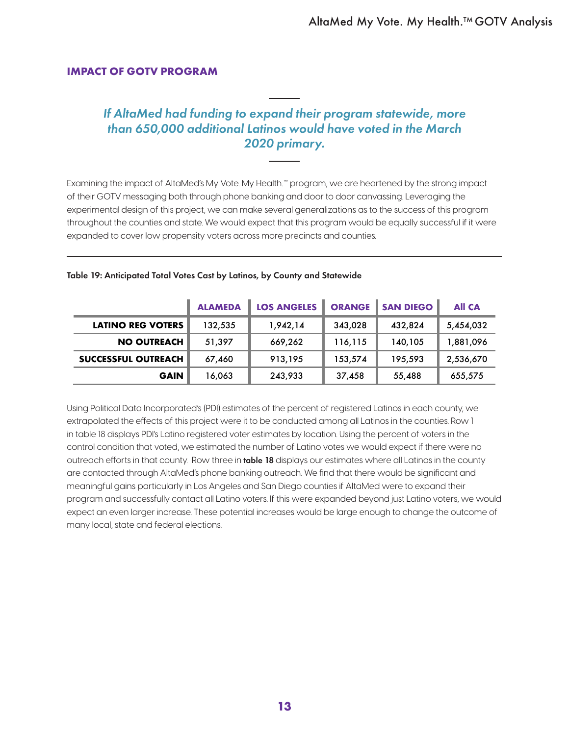## IMPACT OF GOTV PROGRAM

*If AltaMed had funding to expand their program statewide, more than 650,000 additional Latinos would have voted in the March 2020 primary.*

Examining the impact of AltaMed's My Vote. My Health.™ program, we are heartened by the strong impact of their GOTV messaging both through phone banking and door to door canvassing. Leveraging the experimental design of this project, we can make several generalizations as to the success of this program throughout the counties and state. We would expect that this program would be equally successful if it were expanded to cover low propensity voters across more precincts and counties.

**Table 19: Anticipated Total Votes Cast by Latinos, by County and Statewide**

| | ALAMEDA | LOS ANGELES | ORANGE | SAN DIEGO | All CA |
|---|---|---|---|---|---|
| **LATINO REG VOTERS** | 132,535 | 1,942,14 | 343,028 | 432,824 | 5,454,032 |
| **NO OUTREACH** | 51,397 | 669,262 | 116,115 | 140,105 | 1,881,096 |
| **SUCCESSFUL OUTREACH** | 67,460 | 913,195 | 153,574 | 195,593 | 2,536,670 |
| **GAIN** | 16,063 | 243,933 | 37,458 | 55,488 | 655,575 |

Using Political Data Incorporated's (PDI) estimates of the percent of registered Latinos in each county, we extrapolated the effects of this project were it to be conducted among all Latinos in the counties. Row 1 in table 18 displays PDI's Latino registered voter estimates by location. Using the percent of voters in the control condition that voted, we estimated the number of Latino votes we would expect if there were no outreach efforts in that county. Row three in **table 18** displays our estimates where all Latinos in the county are contacted through AltaMed's phone banking outreach. We find that there would be significant and meaningful gains particularly in Los Angeles and San Diego counties if AltaMed were to expand their program and successfully contact all Latino voters. If this were expanded beyond just Latino voters, we would expect an even larger increase. These potential increases would be large enough to change the outcome of many local, state and federal elections.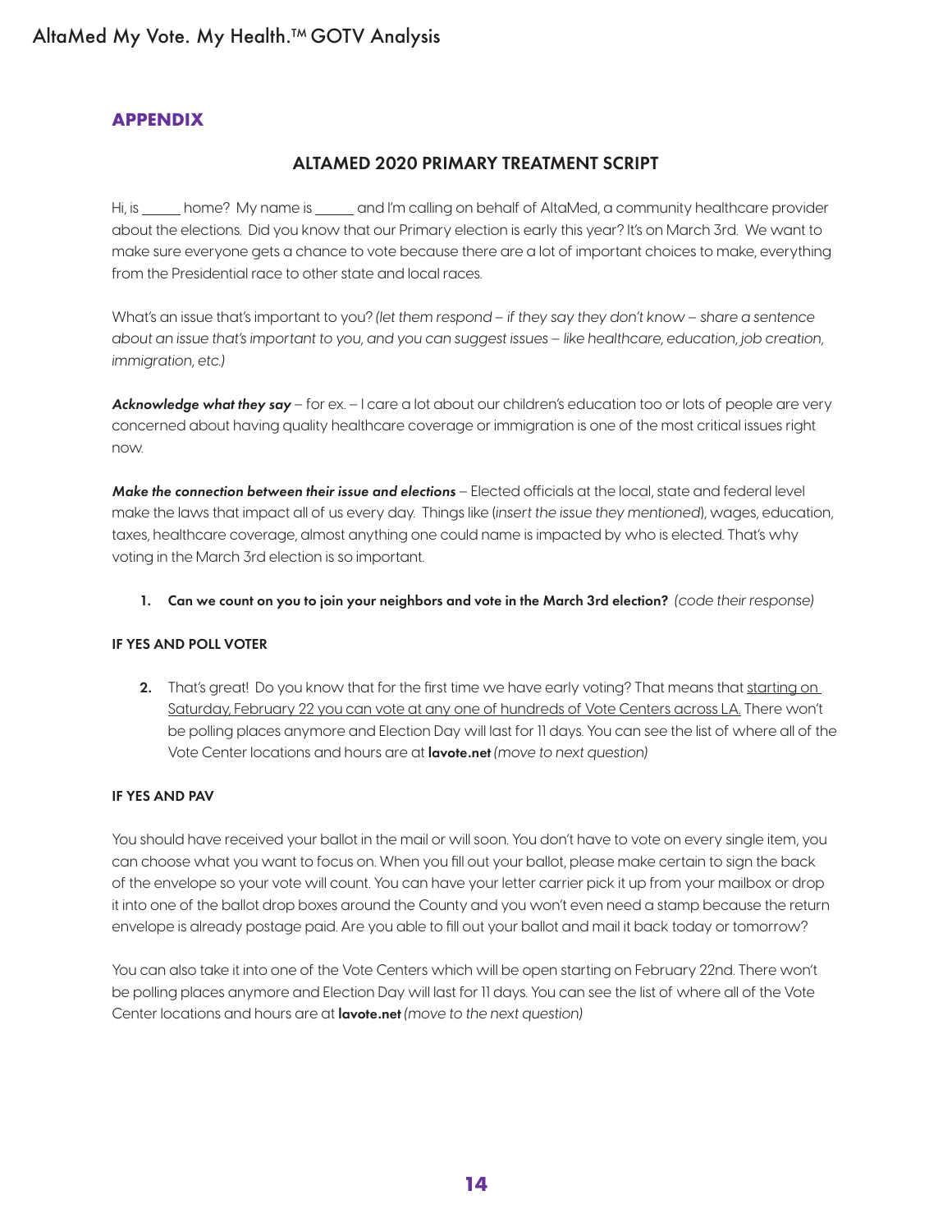## APPENDIX

### ALTAMED 2020 PRIMARY TREATMENT SCRIPT

Hi, is _____ home? My name is _____ and I'm calling on behalf of AltaMed, a community healthcare provider about the elections. Did you know that our Primary election is early this year? It's on March 3rd. We want to make sure everyone gets a chance to vote because there are a lot of important choices to make, everything from the Presidential race to other state and local races.

What's an issue that's important to you? *(let them respond – if they say they don't know – share a sentence about an issue that's important to you, and you can suggest issues – like healthcare, education, job creation, immigration, etc.)*

***Acknowledge what they say*** – for ex. – I care a lot about our children's education too or lots of people are very concerned about having quality healthcare coverage or immigration is one of the most critical issues right now.

***Make the connection between their issue and elections*** – Elected officials at the local, state and federal level make the laws that impact all of us every day. Things like (*insert the issue they mentioned*), wages, education, taxes, healthcare coverage, almost anything one could name is impacted by who is elected. That's why voting in the March 3rd election is so important.

1. **Can we count on you to join your neighbors and vote in the March 3rd election?** *(code their response)*

**IF YES AND POLL VOTER**

2. That's great! Do you know that for the first time we have early voting? That means that <u>starting on Saturday, February 22 you can vote at any one of hundreds of Vote Centers across LA.</u> There won't be polling places anymore and Election Day will last for 11 days. You can see the list of where all of the Vote Center locations and hours are at **lavote.net** *(move to next question)*

**IF YES AND PAV**

You should have received your ballot in the mail or will soon. You don't have to vote on every single item, you can choose what you want to focus on. When you fill out your ballot, please make certain to sign the back of the envelope so your vote will count. You can have your letter carrier pick it up from your mailbox or drop it into one of the ballot drop boxes around the County and you won't even need a stamp because the return envelope is already postage paid. Are you able to fill out your ballot and mail it back today or tomorrow?

You can also take it into one of the Vote Centers which will be open starting on February 22nd. There won't be polling places anymore and Election Day will last for 11 days. You can see the list of where all of the Vote Center locations and hours are at **lavote.net** *(move to the next question)*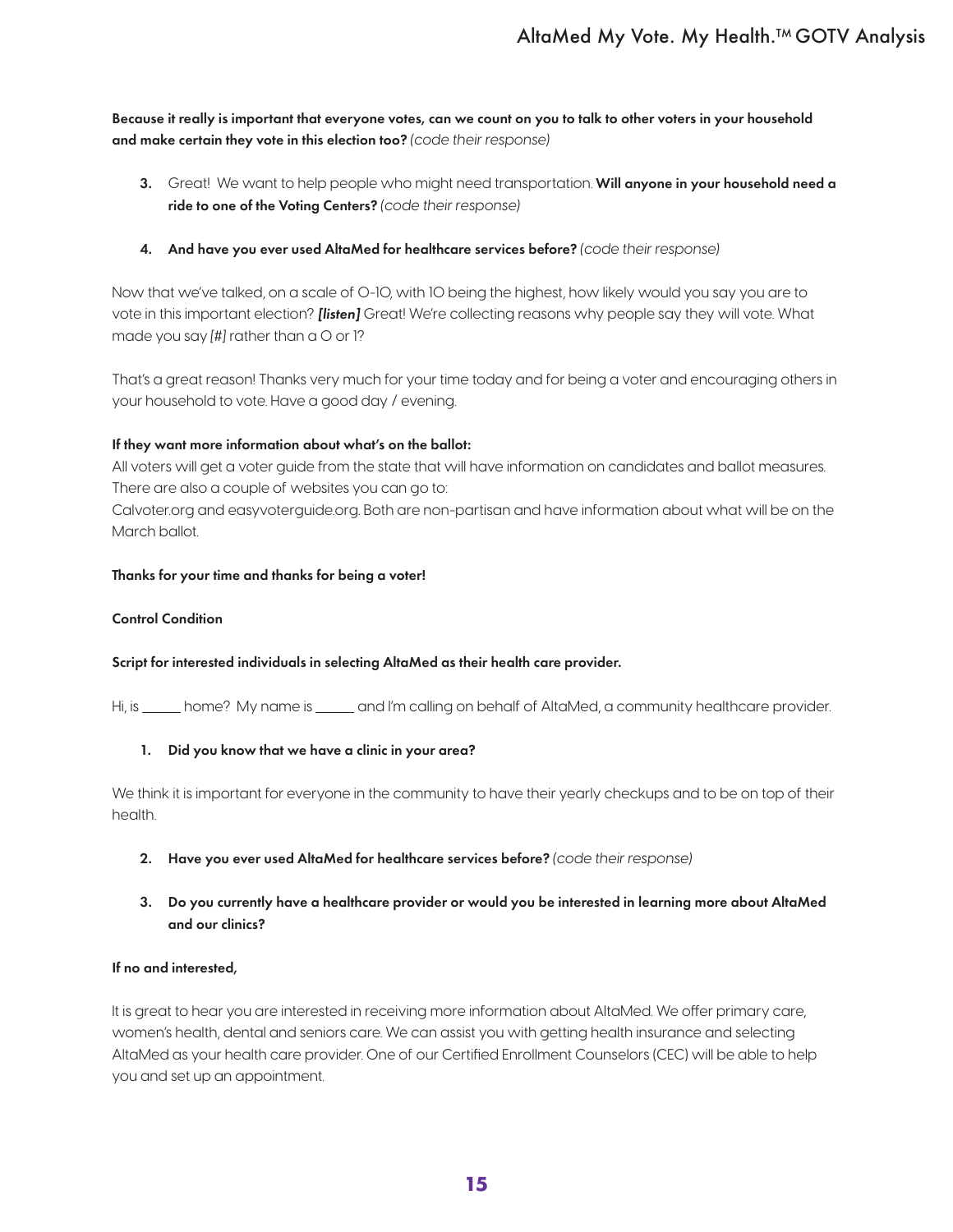**Because it really is important that everyone votes, can we count on you to talk to other voters in your household and make certain they vote in this election too?** *(code their response)*

3. Great! We want to help people who might need transportation. **Will anyone in your household need a ride to one of the Voting Centers?** *(code their response)*

4. **And have you ever used AltaMed for healthcare services before?** *(code their response)*

Now that we've talked, on a scale of 0-10, with 10 being the highest, how likely would you say you are to vote in this important election? ***[listen]*** Great! We're collecting reasons why people say they will vote. What made you say *[#]* rather than a 0 or 1?

That's a great reason! Thanks very much for your time today and for being a voter and encouraging others in your household to vote. Have a good day / evening.

**If they want more information about what's on the ballot:**

All voters will get a voter guide from the state that will have information on candidates and ballot measures. There are also a couple of websites you can go to:

Calvoter.org and easyvoterguide.org. Both are non-partisan and have information about what will be on the March ballot.

**Thanks for your time and thanks for being a voter!**

**Control Condition**

**Script for interested individuals in selecting AltaMed as their health care provider.**

Hi, is _____ home? My name is _____ and I'm calling on behalf of AltaMed, a community healthcare provider.

1. **Did you know that we have a clinic in your area?**

We think it is important for everyone in the community to have their yearly checkups and to be on top of their health.

2. **Have you ever used AltaMed for healthcare services before?** *(code their response)*

3. **Do you currently have a healthcare provider or would you be interested in learning more about AltaMed and our clinics?**

**If no and interested,**

It is great to hear you are interested in receiving more information about AltaMed. We offer primary care, women's health, dental and seniors care. We can assist you with getting health insurance and selecting AltaMed as your health care provider. One of our Certified Enrollment Counselors (CEC) will be able to help you and set up an appointment.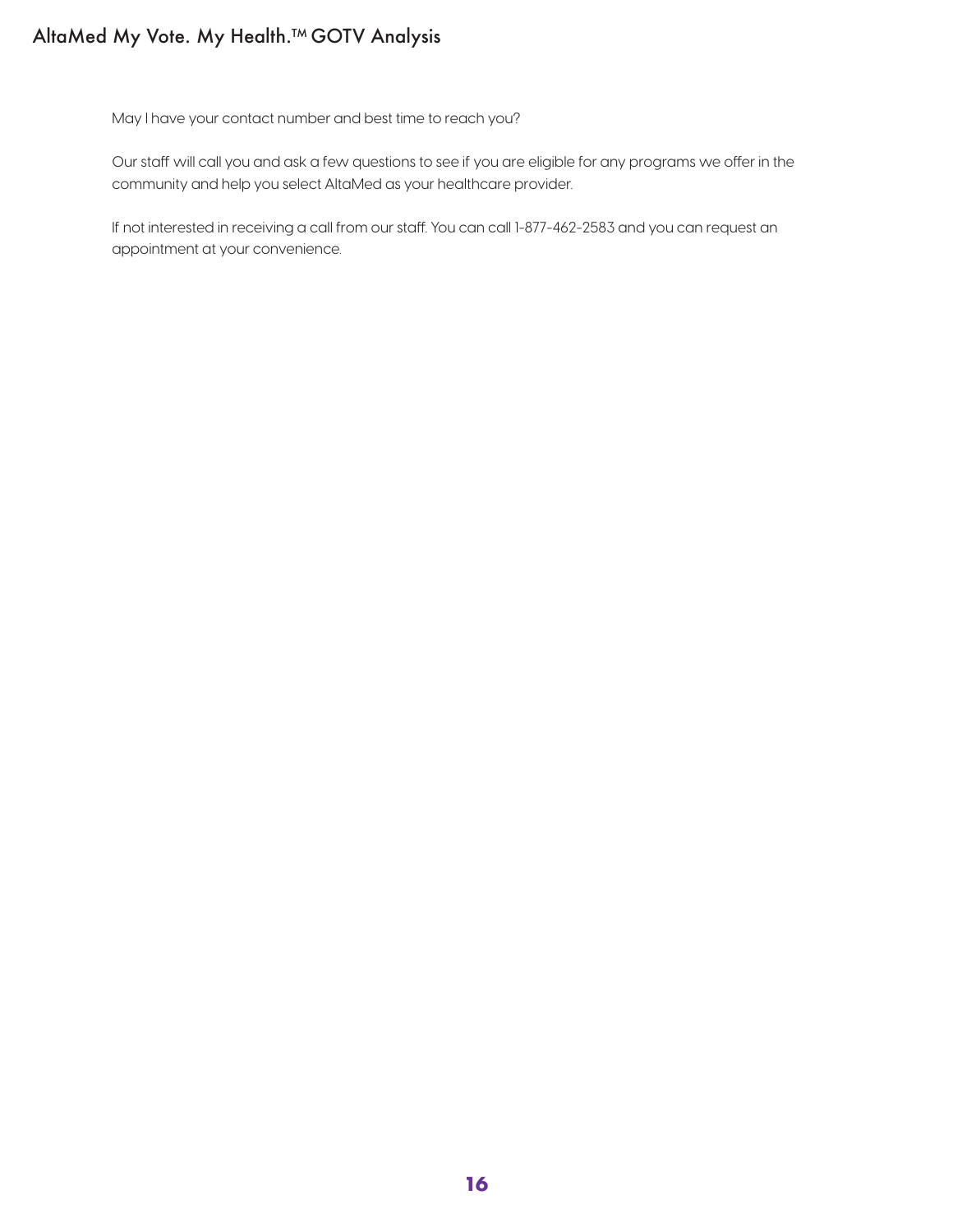May I have your contact number and best time to reach you?

Our staff will call you and ask a few questions to see if you are eligible for any programs we offer in the community and help you select AltaMed as your healthcare provider.

If not interested in receiving a call from our staff. You can call 1-877-462-2583 and you can request an appointment at your convenience.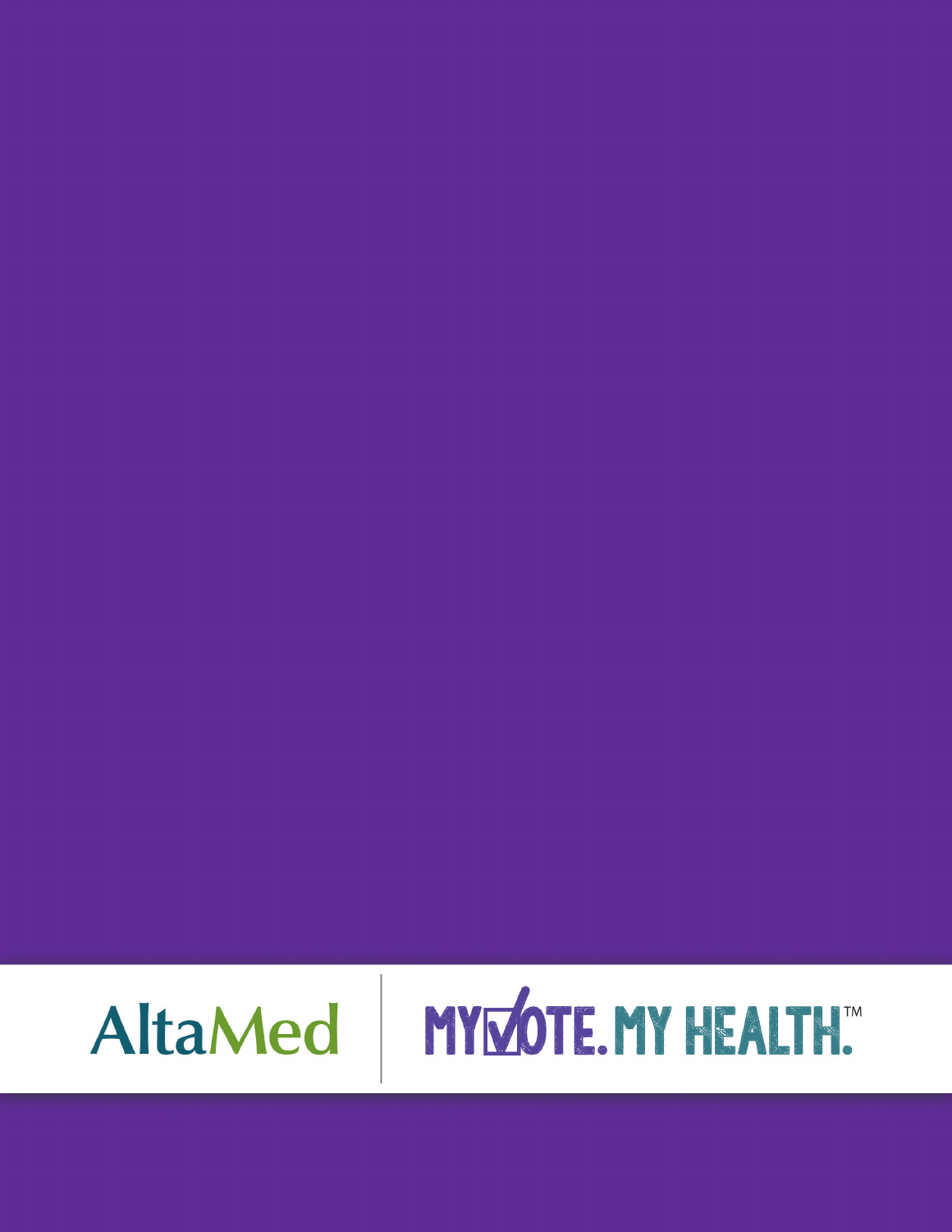AltaMed | MY VOTE. MY HEALTH.™